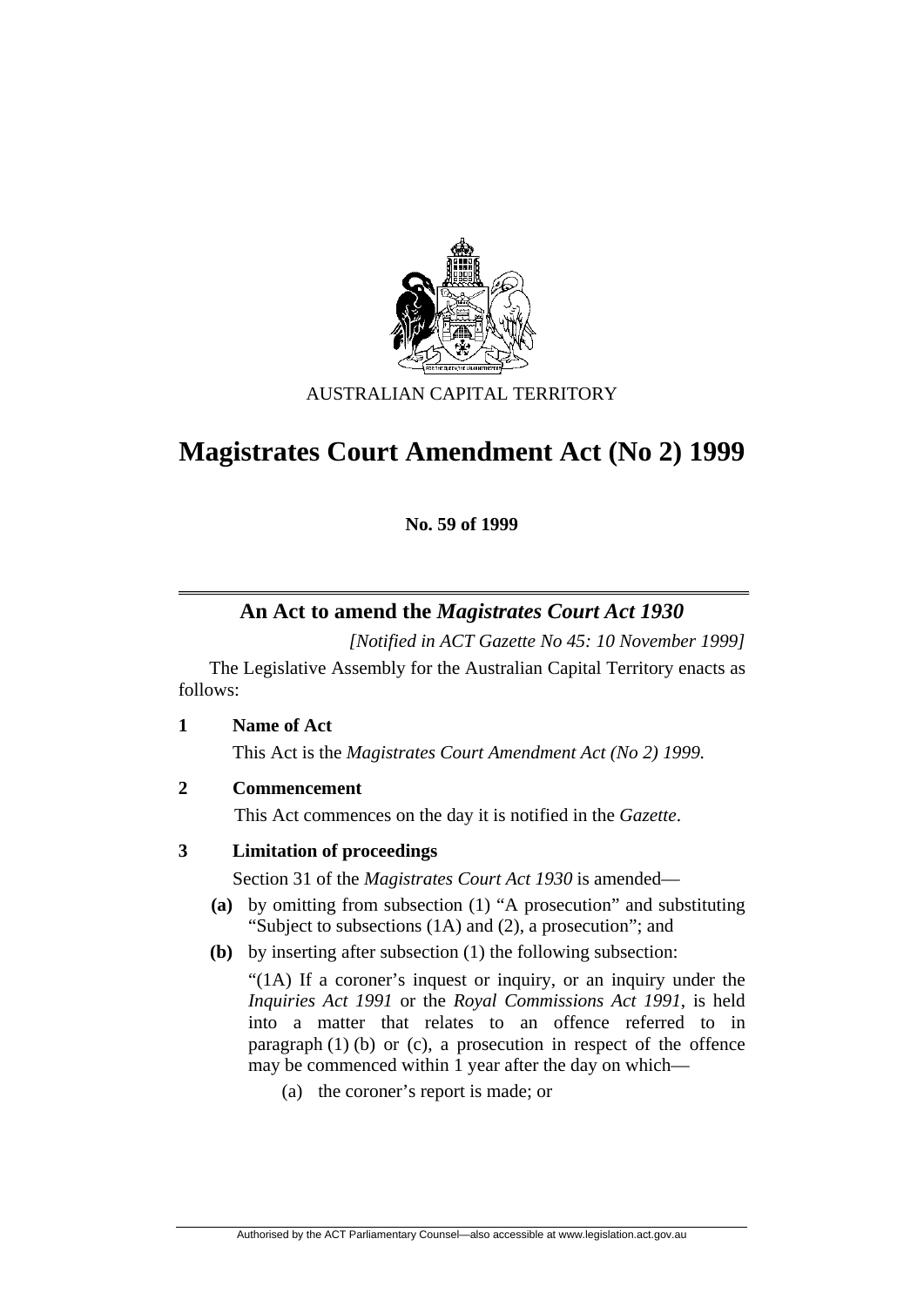AUSTRALIAN CAPITAL TERRITORY

# Magistrates Court Amendment Act (No 2) 1999

**No. 59 of 1999**

## An Act to amend the *Magistrates Court Act 1930*

*[Notified in ACT Gazette No 45: 10 November 1999]*

The Legislative Assembly for the Australian Capital Territory enacts as follows:

### 1 Name of Act

This Act is the *Magistrates Court Amendment Act (No 2) 1999.*

### 2 Commencement

This Act commences on the day it is notified in the *Gazette*.

### 3 Limitation of proceedings

Section 31 of the *Magistrates Court Act 1930* is amended—

**(a)** by omitting from subsection (1) "A prosecution" and substituting "Subject to subsections (1A) and (2), a prosecution"; and

**(b)** by inserting after subsection (1) the following subsection:

"(1A) If a coroner's inquest or inquiry, or an inquiry under the *Inquiries Act 1991* or the *Royal Commissions Act 1991*, is held into a matter that relates to an offence referred to in paragraph (1) (b) or (c), a prosecution in respect of the offence may be commenced within 1 year after the day on which—

(a) the coroner's report is made; or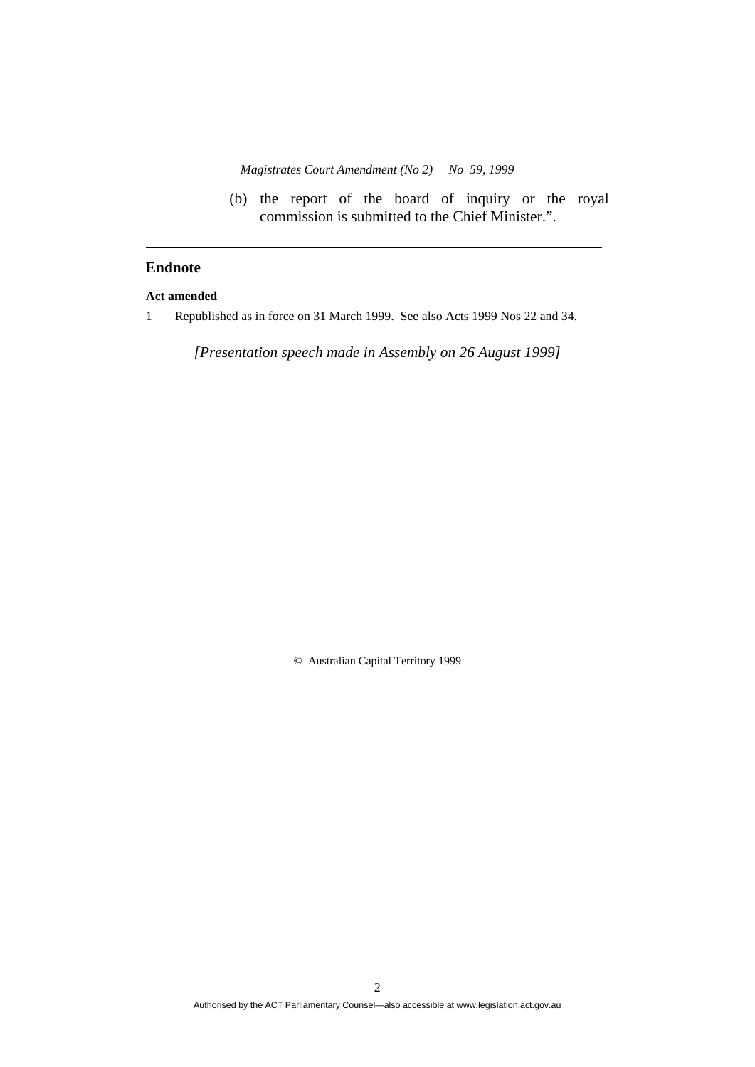(b) the report of the board of inquiry or the royal commission is submitted to the Chief Minister.".

---

## Endnote

**Act amended**

1 Republished as in force on 31 March 1999. See also Acts 1999 Nos 22 and 34.

*[Presentation speech made in Assembly on 26 August 1999]*

© Australian Capital Territory 1999